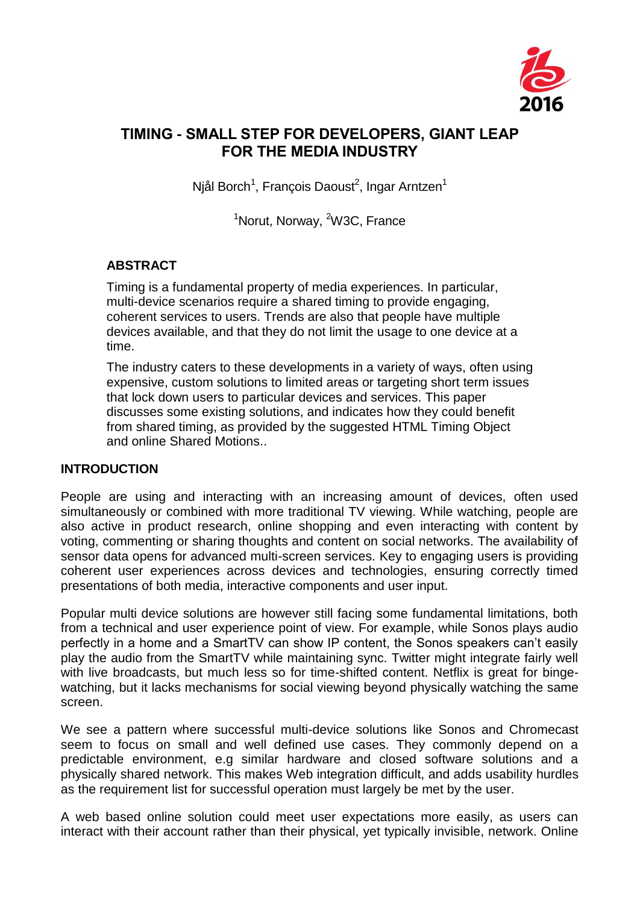# TIMING - SMALL STEP FOR DEVELOPERS, GIANT LEAP FOR THE MEDIA INDUSTRY

Njål Borch[1], François Daoust[2], Ingar Arntzen[1]

[1]Norut, Norway, [2]W3C, France

## ABSTRACT

Timing is a fundamental property of media experiences. In particular, multi-device scenarios require a shared timing to provide engaging, coherent services to users. Trends are also that people have multiple devices available, and that they do not limit the usage to one device at a time.

The industry caters to these developments in a variety of ways, often using expensive, custom solutions to limited areas or targeting short term issues that lock down users to particular devices and services. This paper discusses some existing solutions, and indicates how they could benefit from shared timing, as provided by the suggested HTML Timing Object and online Shared Motions..

## INTRODUCTION

People are using and interacting with an increasing amount of devices, often used simultaneously or combined with more traditional TV viewing. While watching, people are also active in product research, online shopping and even interacting with content by voting, commenting or sharing thoughts and content on social networks. The availability of sensor data opens for advanced multi-screen services. Key to engaging users is providing coherent user experiences across devices and technologies, ensuring correctly timed presentations of both media, interactive components and user input.

Popular multi device solutions are however still facing some fundamental limitations, both from a technical and user experience point of view. For example, while Sonos plays audio perfectly in a home and a SmartTV can show IP content, the Sonos speakers can't easily play the audio from the SmartTV while maintaining sync. Twitter might integrate fairly well with live broadcasts, but much less so for time-shifted content. Netflix is great for binge-watching, but it lacks mechanisms for social viewing beyond physically watching the same screen.

We see a pattern where successful multi-device solutions like Sonos and Chromecast seem to focus on small and well defined use cases. They commonly depend on a predictable environment, e.g similar hardware and closed software solutions and a physically shared network. This makes Web integration difficult, and adds usability hurdles as the requirement list for successful operation must largely be met by the user.

A web based online solution could meet user expectations more easily, as users can interact with their account rather than their physical, yet typically invisible, network. Online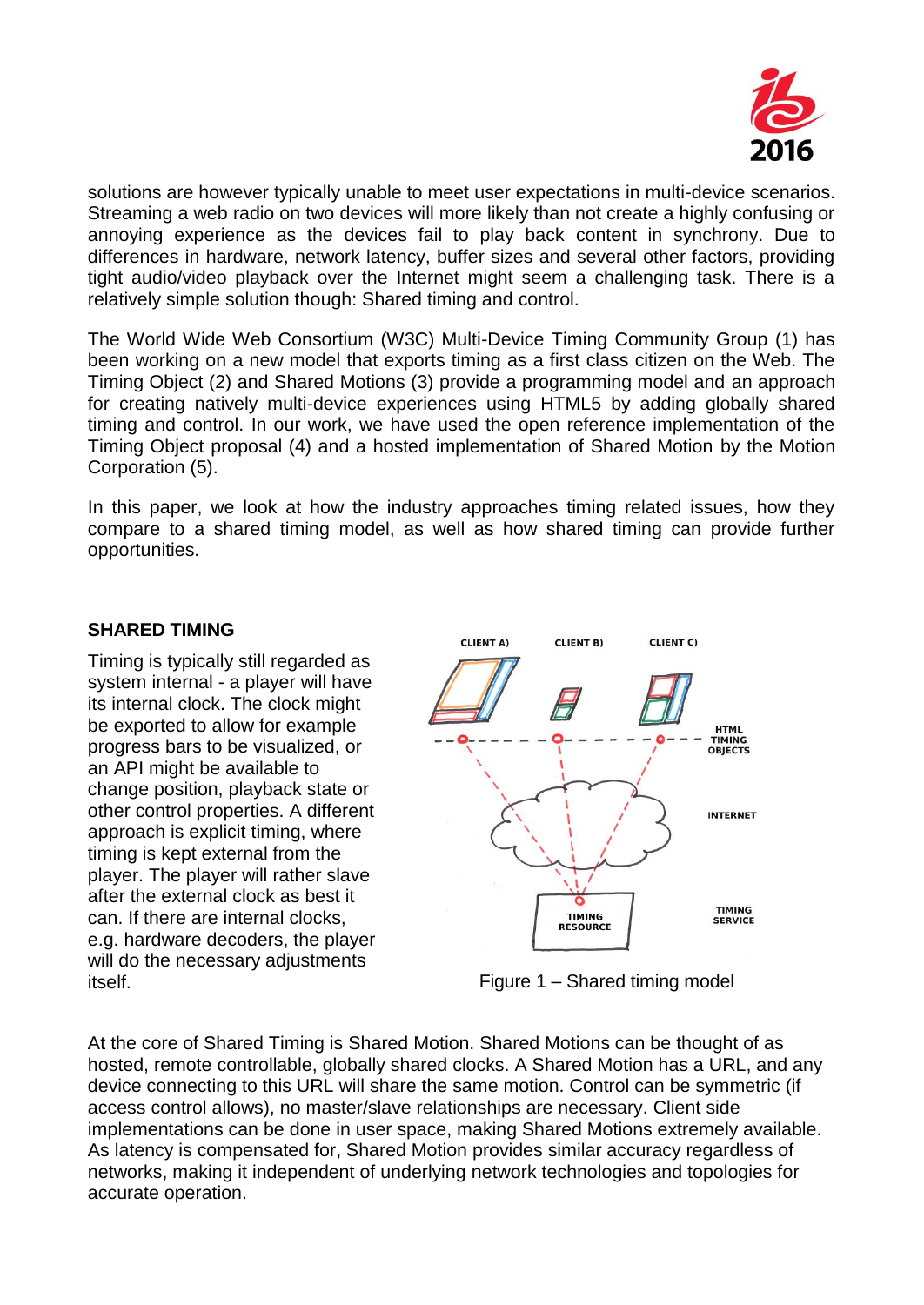solutions are however typically unable to meet user expectations in multi-device scenarios. Streaming a web radio on two devices will more likely than not create a highly confusing or annoying experience as the devices fail to play back content in synchrony. Due to differences in hardware, network latency, buffer sizes and several other factors, providing tight audio/video playback over the Internet might seem a challenging task. There is a relatively simple solution though: Shared timing and control.

The World Wide Web Consortium (W3C) Multi-Device Timing Community Group (1) has been working on a new model that exports timing as a first class citizen on the Web. The Timing Object (2) and Shared Motions (3) provide a programming model and an approach for creating natively multi-device experiences using HTML5 by adding globally shared timing and control. In our work, we have used the open reference implementation of the Timing Object proposal (4) and a hosted implementation of Shared Motion by the Motion Corporation (5).

In this paper, we look at how the industry approaches timing related issues, how they compare to a shared timing model, as well as how shared timing can provide further opportunities.

## SHARED TIMING

Timing is typically still regarded as system internal - a player will have its internal clock. The clock might be exported to allow for example progress bars to be visualized, or an API might be available to change position, playback state or other control properties. A different approach is explicit timing, where timing is kept external from the player. The player will rather slave after the external clock as best it can. If there are internal clocks, e.g. hardware decoders, the player will do the necessary adjustments itself.

Figure 1 – Shared timing model

At the core of Shared Timing is Shared Motion. Shared Motions can be thought of as hosted, remote controllable, globally shared clocks. A Shared Motion has a URL, and any device connecting to this URL will share the same motion. Control can be symmetric (if access control allows), no master/slave relationships are necessary. Client side implementations can be done in user space, making Shared Motions extremely available. As latency is compensated for, Shared Motion provides similar accuracy regardless of networks, making it independent of underlying network technologies and topologies for accurate operation.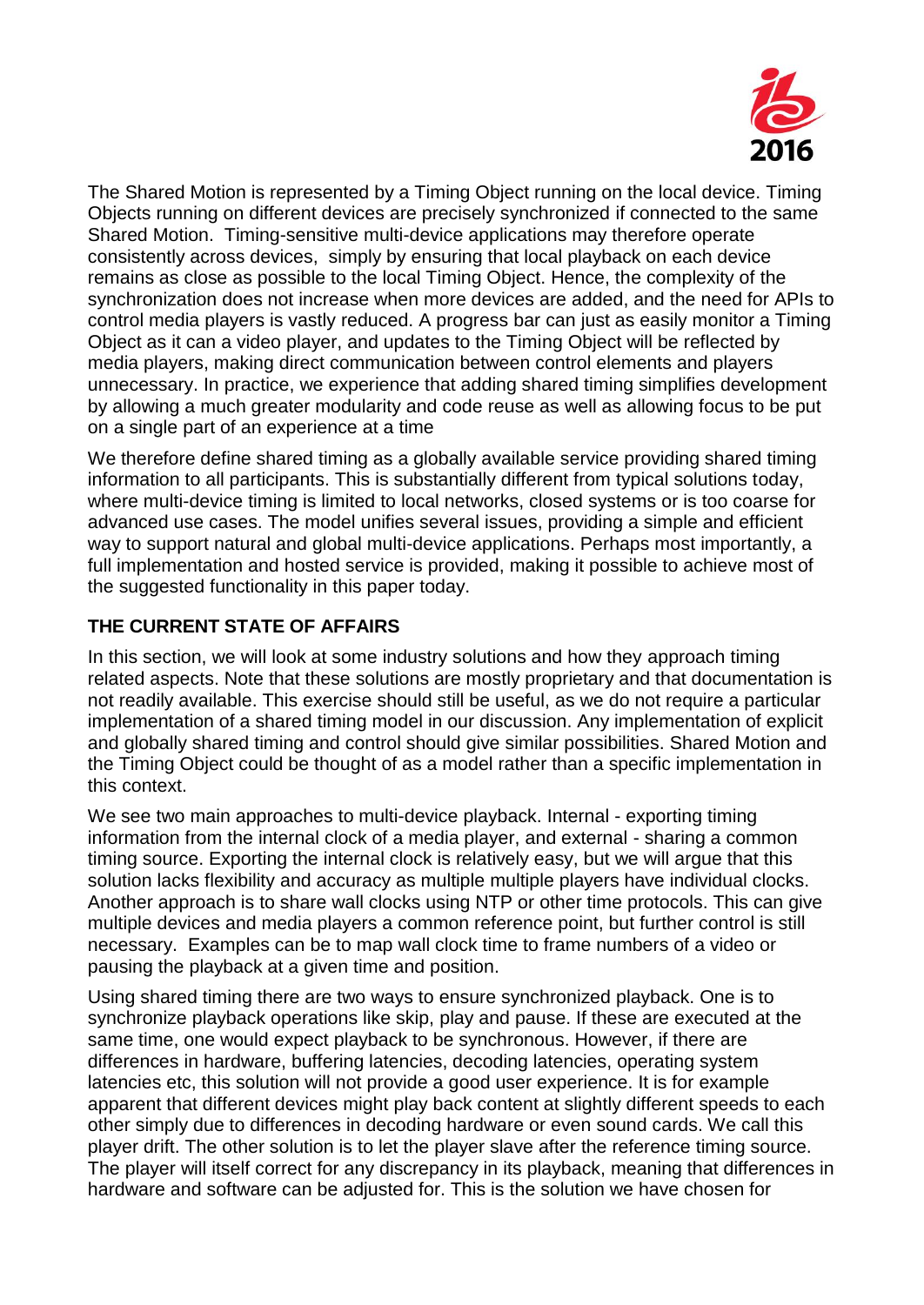The Shared Motion is represented by a Timing Object running on the local device. Timing Objects running on different devices are precisely synchronized if connected to the same Shared Motion. Timing-sensitive multi-device applications may therefore operate consistently across devices, simply by ensuring that local playback on each device remains as close as possible to the local Timing Object. Hence, the complexity of the synchronization does not increase when more devices are added, and the need for APIs to control media players is vastly reduced. A progress bar can just as easily monitor a Timing Object as it can a video player, and updates to the Timing Object will be reflected by media players, making direct communication between control elements and players unnecessary. In practice, we experience that adding shared timing simplifies development by allowing a much greater modularity and code reuse as well as allowing focus to be put on a single part of an experience at a time

We therefore define shared timing as a globally available service providing shared timing information to all participants. This is substantially different from typical solutions today, where multi-device timing is limited to local networks, closed systems or is too coarse for advanced use cases. The model unifies several issues, providing a simple and efficient way to support natural and global multi-device applications. Perhaps most importantly, a full implementation and hosted service is provided, making it possible to achieve most of the suggested functionality in this paper today.

## THE CURRENT STATE OF AFFAIRS

In this section, we will look at some industry solutions and how they approach timing related aspects. Note that these solutions are mostly proprietary and that documentation is not readily available. This exercise should still be useful, as we do not require a particular implementation of a shared timing model in our discussion. Any implementation of explicit and globally shared timing and control should give similar possibilities. Shared Motion and the Timing Object could be thought of as a model rather than a specific implementation in this context.

We see two main approaches to multi-device playback. Internal - exporting timing information from the internal clock of a media player, and external - sharing a common timing source. Exporting the internal clock is relatively easy, but we will argue that this solution lacks flexibility and accuracy as multiple multiple players have individual clocks. Another approach is to share wall clocks using NTP or other time protocols. This can give multiple devices and media players a common reference point, but further control is still necessary. Examples can be to map wall clock time to frame numbers of a video or pausing the playback at a given time and position.

Using shared timing there are two ways to ensure synchronized playback. One is to synchronize playback operations like skip, play and pause. If these are executed at the same time, one would expect playback to be synchronous. However, if there are differences in hardware, buffering latencies, decoding latencies, operating system latencies etc, this solution will not provide a good user experience. It is for example apparent that different devices might play back content at slightly different speeds to each other simply due to differences in decoding hardware or even sound cards. We call this player drift. The other solution is to let the player slave after the reference timing source. The player will itself correct for any discrepancy in its playback, meaning that differences in hardware and software can be adjusted for. This is the solution we have chosen for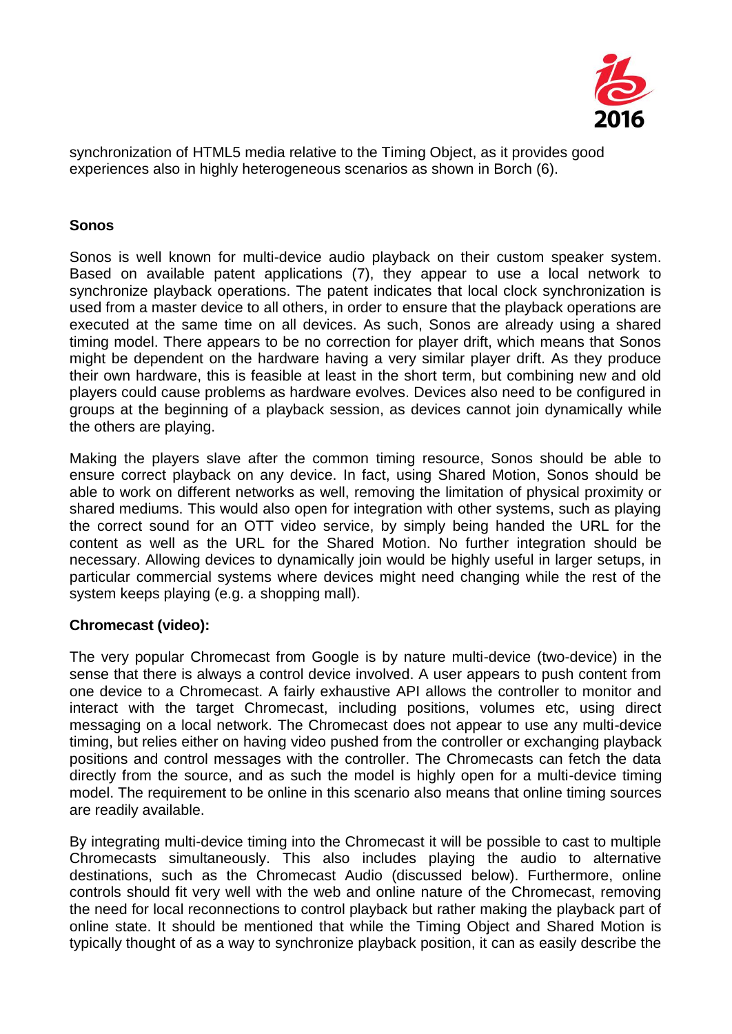synchronization of HTML5 media relative to the Timing Object, as it provides good experiences also in highly heterogeneous scenarios as shown in Borch (6).

**Sonos**

Sonos is well known for multi-device audio playback on their custom speaker system. Based on available patent applications (7), they appear to use a local network to synchronize playback operations. The patent indicates that local clock synchronization is used from a master device to all others, in order to ensure that the playback operations are executed at the same time on all devices. As such, Sonos are already using a shared timing model. There appears to be no correction for player drift, which means that Sonos might be dependent on the hardware having a very similar player drift. As they produce their own hardware, this is feasible at least in the short term, but combining new and old players could cause problems as hardware evolves. Devices also need to be configured in groups at the beginning of a playback session, as devices cannot join dynamically while the others are playing.

Making the players slave after the common timing resource, Sonos should be able to ensure correct playback on any device. In fact, using Shared Motion, Sonos should be able to work on different networks as well, removing the limitation of physical proximity or shared mediums. This would also open for integration with other systems, such as playing the correct sound for an OTT video service, by simply being handed the URL for the content as well as the URL for the Shared Motion. No further integration should be necessary. Allowing devices to dynamically join would be highly useful in larger setups, in particular commercial systems where devices might need changing while the rest of the system keeps playing (e.g. a shopping mall).

**Chromecast (video):**

The very popular Chromecast from Google is by nature multi-device (two-device) in the sense that there is always a control device involved. A user appears to push content from one device to a Chromecast. A fairly exhaustive API allows the controller to monitor and interact with the target Chromecast, including positions, volumes etc, using direct messaging on a local network. The Chromecast does not appear to use any multi-device timing, but relies either on having video pushed from the controller or exchanging playback positions and control messages with the controller. The Chromecasts can fetch the data directly from the source, and as such the model is highly open for a multi-device timing model. The requirement to be online in this scenario also means that online timing sources are readily available.

By integrating multi-device timing into the Chromecast it will be possible to cast to multiple Chromecasts simultaneously. This also includes playing the audio to alternative destinations, such as the Chromecast Audio (discussed below). Furthermore, online controls should fit very well with the web and online nature of the Chromecast, removing the need for local reconnections to control playback but rather making the playback part of online state. It should be mentioned that while the Timing Object and Shared Motion is typically thought of as a way to synchronize playback position, it can as easily describe the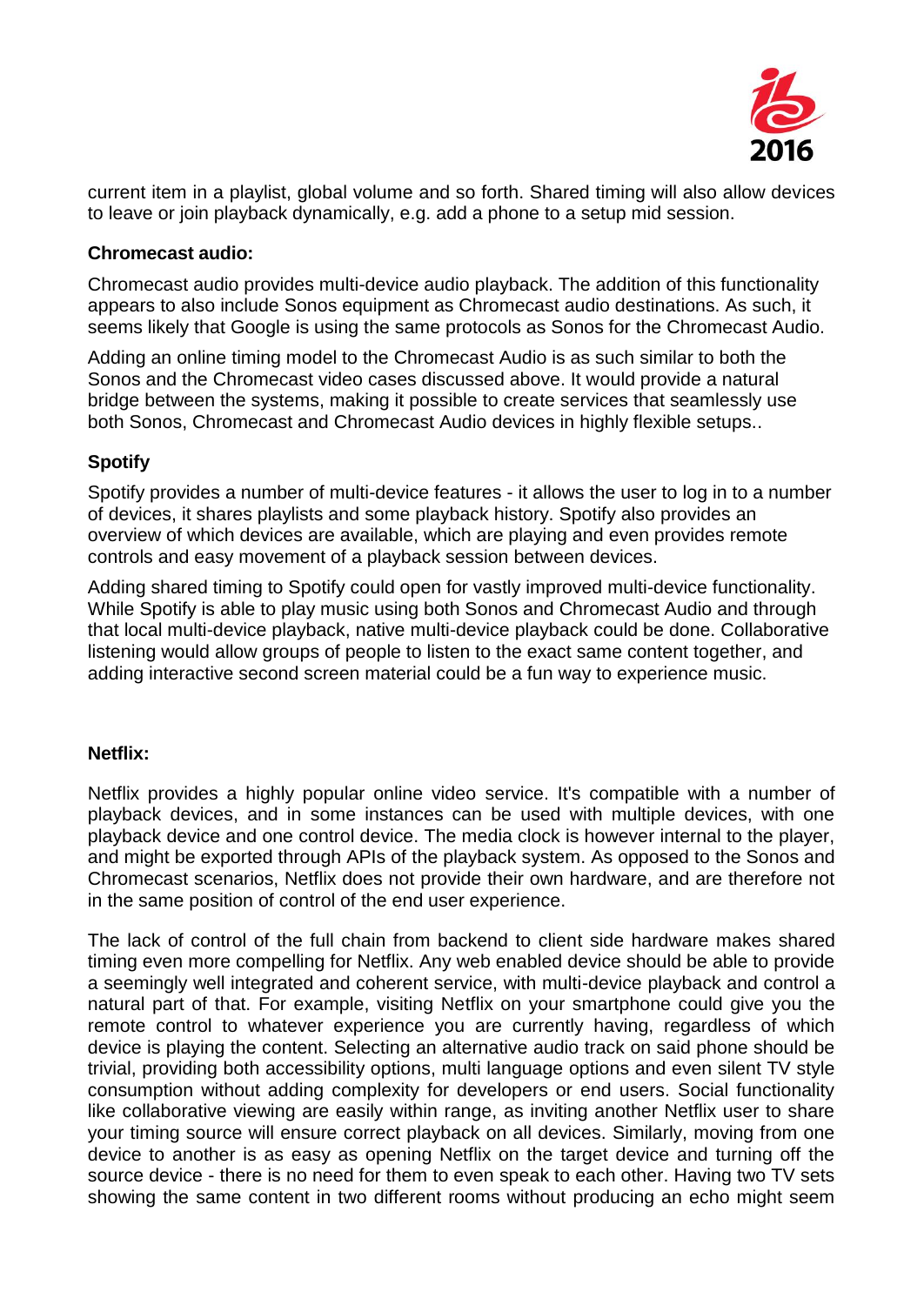current item in a playlist, global volume and so forth. Shared timing will also allow devices to leave or join playback dynamically, e.g. add a phone to a setup mid session.

**Chromecast audio:**

Chromecast audio provides multi-device audio playback. The addition of this functionality appears to also include Sonos equipment as Chromecast audio destinations. As such, it seems likely that Google is using the same protocols as Sonos for the Chromecast Audio.

Adding an online timing model to the Chromecast Audio is as such similar to both the Sonos and the Chromecast video cases discussed above. It would provide a natural bridge between the systems, making it possible to create services that seamlessly use both Sonos, Chromecast and Chromecast Audio devices in highly flexible setups..

**Spotify**

Spotify provides a number of multi-device features - it allows the user to log in to a number of devices, it shares playlists and some playback history. Spotify also provides an overview of which devices are available, which are playing and even provides remote controls and easy movement of a playback session between devices.

Adding shared timing to Spotify could open for vastly improved multi-device functionality. While Spotify is able to play music using both Sonos and Chromecast Audio and through that local multi-device playback, native multi-device playback could be done. Collaborative listening would allow groups of people to listen to the exact same content together, and adding interactive second screen material could be a fun way to experience music.

**Netflix:**

Netflix provides a highly popular online video service. It's compatible with a number of playback devices, and in some instances can be used with multiple devices, with one playback device and one control device. The media clock is however internal to the player, and might be exported through APIs of the playback system. As opposed to the Sonos and Chromecast scenarios, Netflix does not provide their own hardware, and are therefore not in the same position of control of the end user experience.

The lack of control of the full chain from backend to client side hardware makes shared timing even more compelling for Netflix. Any web enabled device should be able to provide a seemingly well integrated and coherent service, with multi-device playback and control a natural part of that. For example, visiting Netflix on your smartphone could give you the remote control to whatever experience you are currently having, regardless of which device is playing the content. Selecting an alternative audio track on said phone should be trivial, providing both accessibility options, multi language options and even silent TV style consumption without adding complexity for developers or end users. Social functionality like collaborative viewing are easily within range, as inviting another Netflix user to share your timing source will ensure correct playback on all devices. Similarly, moving from one device to another is as easy as opening Netflix on the target device and turning off the source device - there is no need for them to even speak to each other. Having two TV sets showing the same content in two different rooms without producing an echo might seem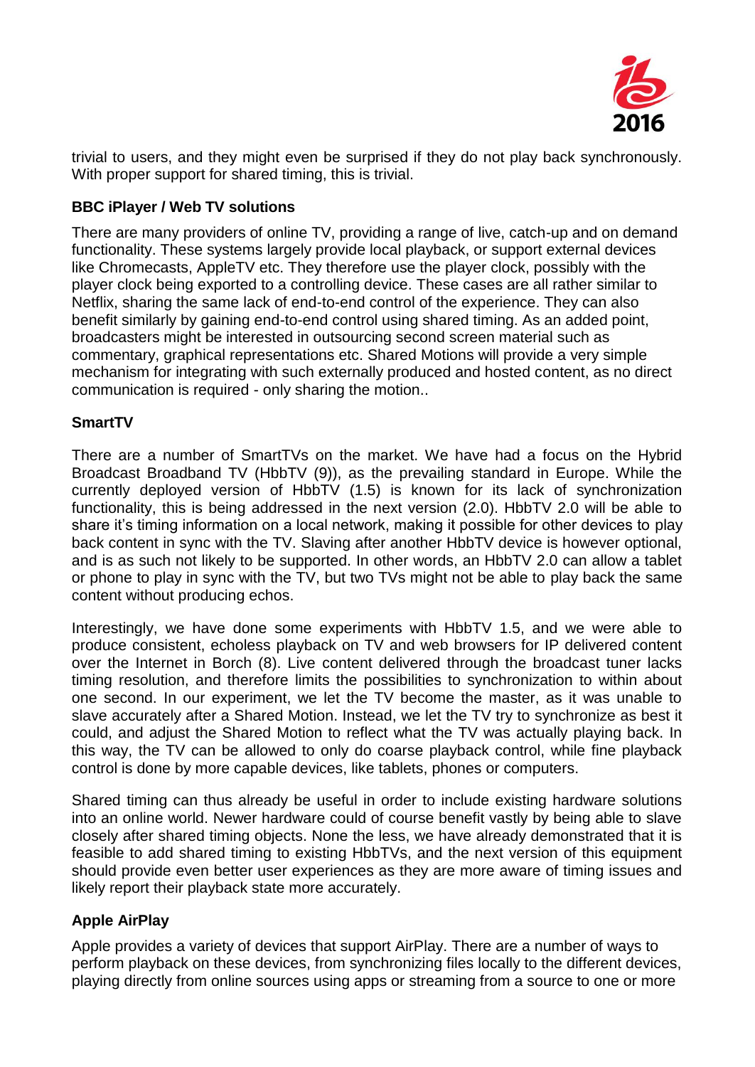trivial to users, and they might even be surprised if they do not play back synchronously. With proper support for shared timing, this is trivial.

### BBC iPlayer / Web TV solutions

There are many providers of online TV, providing a range of live, catch-up and on demand functionality. These systems largely provide local playback, or support external devices like Chromecasts, AppleTV etc. They therefore use the player clock, possibly with the player clock being exported to a controlling device. These cases are all rather similar to Netflix, sharing the same lack of end-to-end control of the experience. They can also benefit similarly by gaining end-to-end control using shared timing. As an added point, broadcasters might be interested in outsourcing second screen material such as commentary, graphical representations etc. Shared Motions will provide a very simple mechanism for integrating with such externally produced and hosted content, as no direct communication is required - only sharing the motion..

### SmartTV

There are a number of SmartTVs on the market. We have had a focus on the Hybrid Broadcast Broadband TV (HbbTV (9)), as the prevailing standard in Europe. While the currently deployed version of HbbTV (1.5) is known for its lack of synchronization functionality, this is being addressed in the next version (2.0). HbbTV 2.0 will be able to share it's timing information on a local network, making it possible for other devices to play back content in sync with the TV. Slaving after another HbbTV device is however optional, and is as such not likely to be supported. In other words, an HbbTV 2.0 can allow a tablet or phone to play in sync with the TV, but two TVs might not be able to play back the same content without producing echos.

Interestingly, we have done some experiments with HbbTV 1.5, and we were able to produce consistent, echoless playback on TV and web browsers for IP delivered content over the Internet in Borch (8). Live content delivered through the broadcast tuner lacks timing resolution, and therefore limits the possibilities to synchronization to within about one second. In our experiment, we let the TV become the master, as it was unable to slave accurately after a Shared Motion. Instead, we let the TV try to synchronize as best it could, and adjust the Shared Motion to reflect what the TV was actually playing back. In this way, the TV can be allowed to only do coarse playback control, while fine playback control is done by more capable devices, like tablets, phones or computers.

Shared timing can thus already be useful in order to include existing hardware solutions into an online world. Newer hardware could of course benefit vastly by being able to slave closely after shared timing objects. None the less, we have already demonstrated that it is feasible to add shared timing to existing HbbTVs, and the next version of this equipment should provide even better user experiences as they are more aware of timing issues and likely report their playback state more accurately.

### Apple AirPlay

Apple provides a variety of devices that support AirPlay. There are a number of ways to perform playback on these devices, from synchronizing files locally to the different devices, playing directly from online sources using apps or streaming from a source to one or more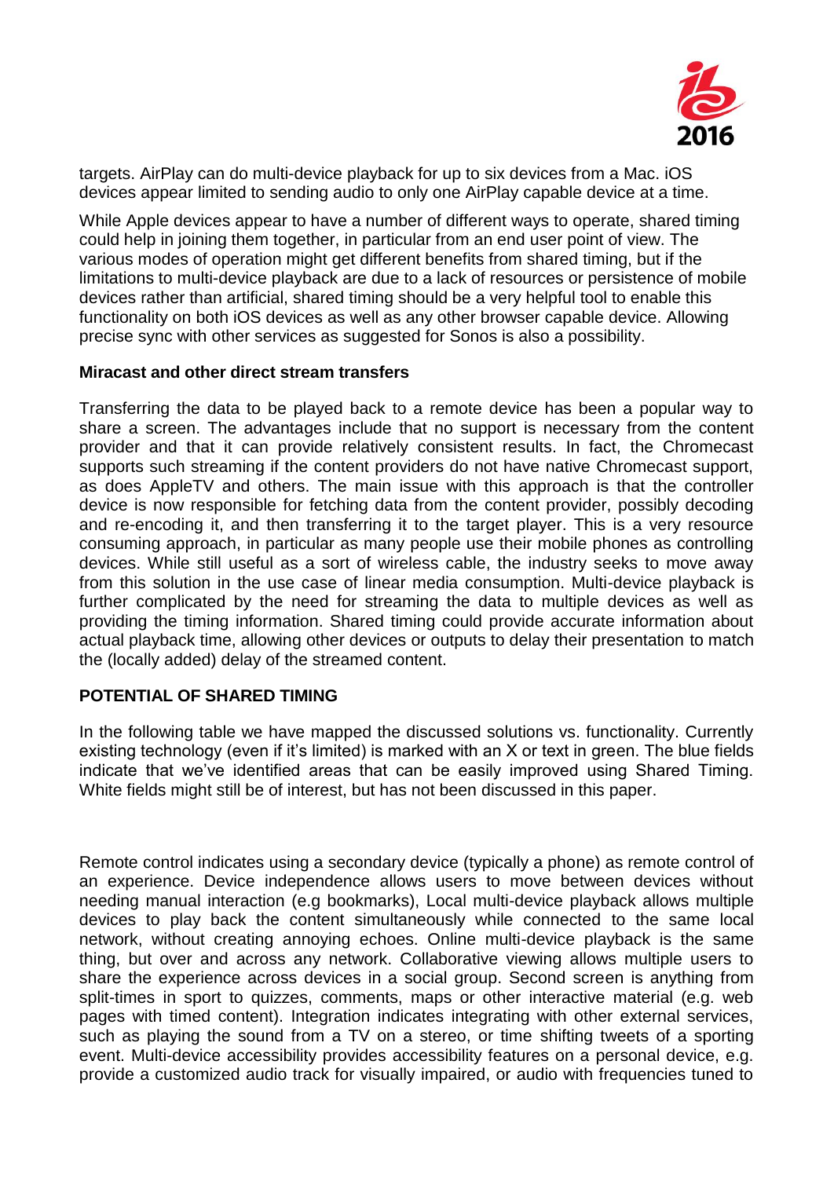targets. AirPlay can do multi-device playback for up to six devices from a Mac. iOS devices appear limited to sending audio to only one AirPlay capable device at a time.

While Apple devices appear to have a number of different ways to operate, shared timing could help in joining them together, in particular from an end user point of view. The various modes of operation might get different benefits from shared timing, but if the limitations to multi-device playback are due to a lack of resources or persistence of mobile devices rather than artificial, shared timing should be a very helpful tool to enable this functionality on both iOS devices as well as any other browser capable device. Allowing precise sync with other services as suggested for Sonos is also a possibility.

**Miracast and other direct stream transfers**

Transferring the data to be played back to a remote device has been a popular way to share a screen. The advantages include that no support is necessary from the content provider and that it can provide relatively consistent results. In fact, the Chromecast supports such streaming if the content providers do not have native Chromecast support, as does AppleTV and others. The main issue with this approach is that the controller device is now responsible for fetching data from the content provider, possibly decoding and re-encoding it, and then transferring it to the target player. This is a very resource consuming approach, in particular as many people use their mobile phones as controlling devices. While still useful as a sort of wireless cable, the industry seeks to move away from this solution in the use case of linear media consumption. Multi-device playback is further complicated by the need for streaming the data to multiple devices as well as providing the timing information. Shared timing could provide accurate information about actual playback time, allowing other devices or outputs to delay their presentation to match the (locally added) delay of the streamed content.

## POTENTIAL OF SHARED TIMING

In the following table we have mapped the discussed solutions vs. functionality. Currently existing technology (even if it's limited) is marked with an X or text in green. The blue fields indicate that we've identified areas that can be easily improved using Shared Timing. White fields might still be of interest, but has not been discussed in this paper.

Remote control indicates using a secondary device (typically a phone) as remote control of an experience. Device independence allows users to move between devices without needing manual interaction (e.g bookmarks), Local multi-device playback allows multiple devices to play back the content simultaneously while connected to the same local network, without creating annoying echoes. Online multi-device playback is the same thing, but over and across any network. Collaborative viewing allows multiple users to share the experience across devices in a social group. Second screen is anything from split-times in sport to quizzes, comments, maps or other interactive material (e.g. web pages with timed content). Integration indicates integrating with other external services, such as playing the sound from a TV on a stereo, or time shifting tweets of a sporting event. Multi-device accessibility provides accessibility features on a personal device, e.g. provide a customized audio track for visually impaired, or audio with frequencies tuned to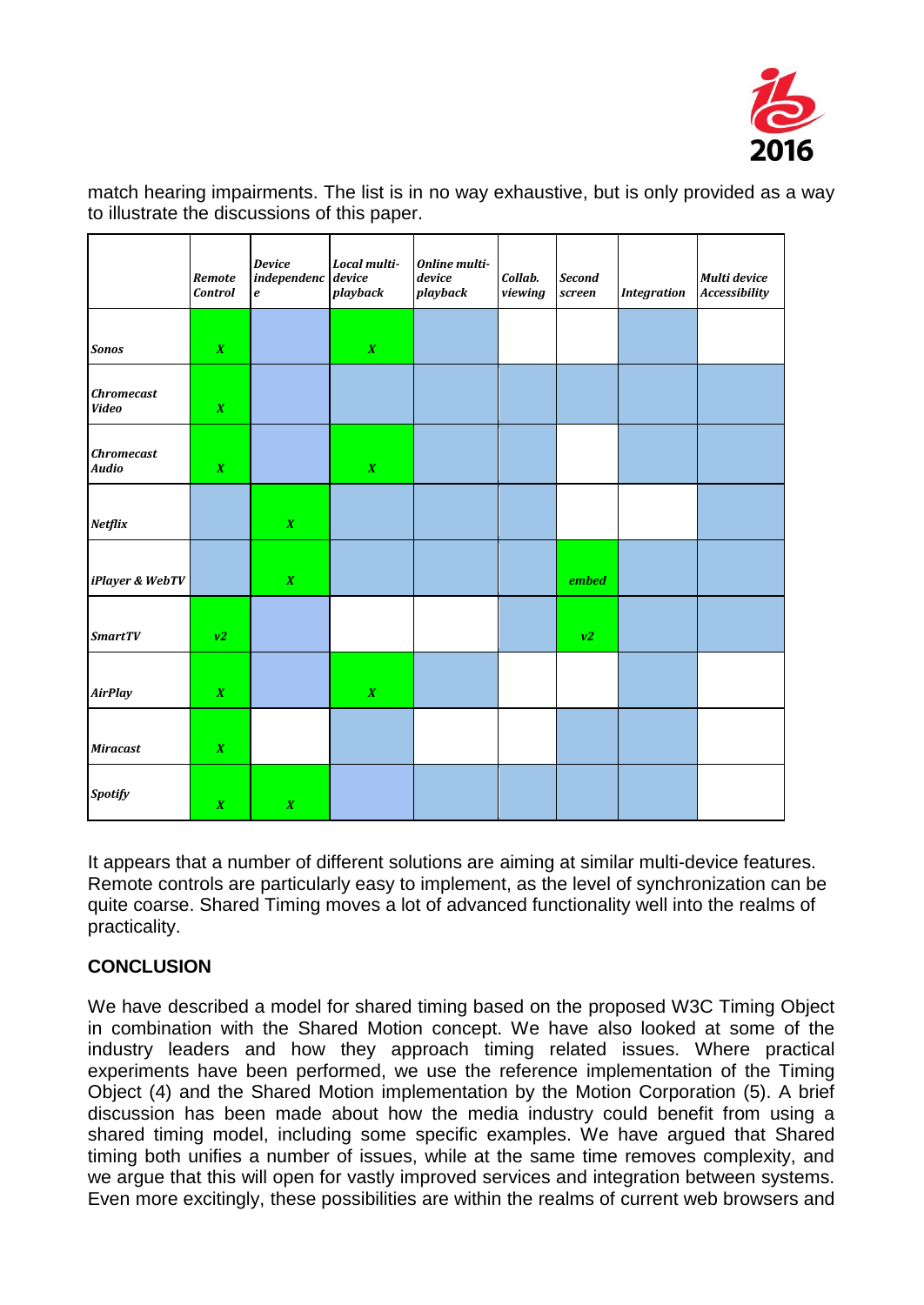match hearing impairments. The list is in no way exhaustive, but is only provided as a way to illustrate the discussions of this paper.

| | *Remote Control* | *Device independence* | *Local multi-device playback* | *Online multi-device playback* | *Collab. viewing* | *Second screen* | *Integration* | *Multi device Accessibility* |
|---|---|---|---|---|---|---|---|---|
| *Sonos* | *X* | | *X* | | | | | |
| *Chromecast Video* | *X* | | | | | | | |
| *Chromecast Audio* | *X* | | *X* | | | | | |
| *Netflix* | | *X* | | | | | | |
| *iPlayer & WebTV* | | *X* | | | | *embed* | | |
| *SmartTV* | *v2* | | | | | *v2* | | |
| *AirPlay* | *X* | | *X* | | | | | |
| *Miracast* | *X* | | | | | | | |
| *Spotify* | *X* | *X* | | | | | | |

It appears that a number of different solutions are aiming at similar multi-device features. Remote controls are particularly easy to implement, as the level of synchronization can be quite coarse. Shared Timing moves a lot of advanced functionality well into the realms of practicality.

## CONCLUSION

We have described a model for shared timing based on the proposed W3C Timing Object in combination with the Shared Motion concept. We have also looked at some of the industry leaders and how they approach timing related issues. Where practical experiments have been performed, we use the reference implementation of the Timing Object (4) and the Shared Motion implementation by the Motion Corporation (5). A brief discussion has been made about how the media industry could benefit from using a shared timing model, including some specific examples. We have argued that Shared timing both unifies a number of issues, while at the same time removes complexity, and we argue that this will open for vastly improved services and integration between systems. Even more excitingly, these possibilities are within the realms of current web browsers and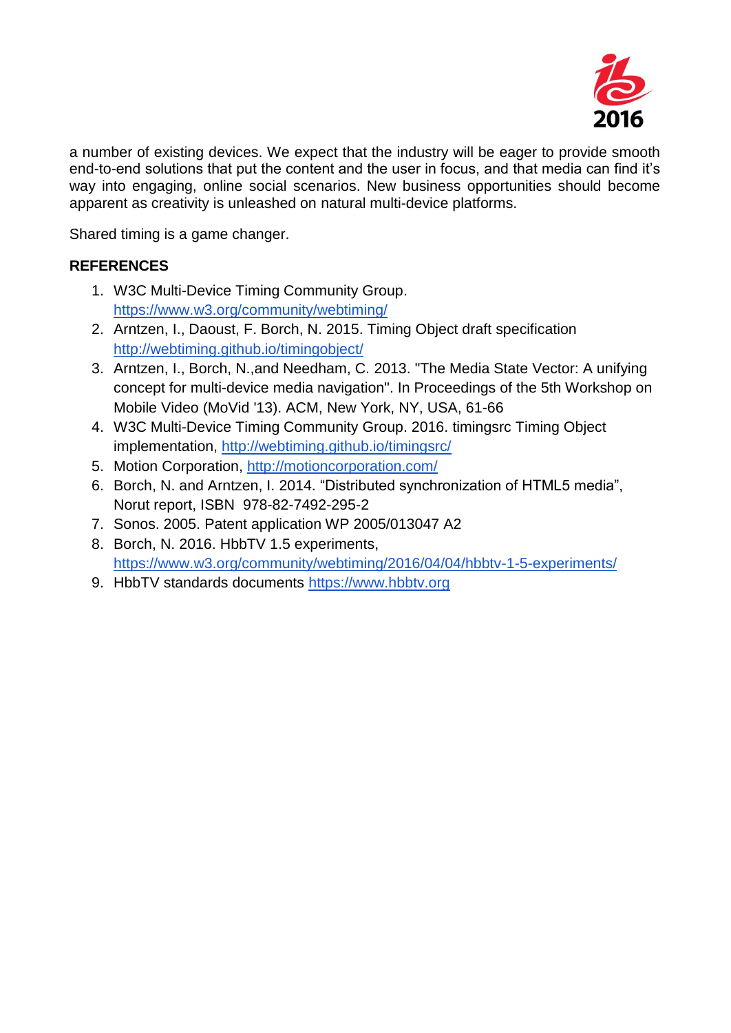a number of existing devices. We expect that the industry will be eager to provide smooth end-to-end solutions that put the content and the user in focus, and that media can find it's way into engaging, online social scenarios. New business opportunities should become apparent as creativity is unleashed on natural multi-device platforms.

Shared timing is a game changer.

## REFERENCES

1. W3C Multi-Device Timing Community Group. https://www.w3.org/community/webtiming/
2. Arntzen, I., Daoust, F. Borch, N. 2015. Timing Object draft specification http://webtiming.github.io/timingobject/
3. Arntzen, I., Borch, N.,and Needham, C. 2013. "The Media State Vector: A unifying concept for multi-device media navigation". In Proceedings of the 5th Workshop on Mobile Video (MoVid '13). ACM, New York, NY, USA, 61-66
4. W3C Multi-Device Timing Community Group. 2016. timingsrc Timing Object implementation, http://webtiming.github.io/timingsrc/
5. Motion Corporation, http://motioncorporation.com/
6. Borch, N. and Arntzen, I. 2014. "Distributed synchronization of HTML5 media", Norut report, ISBN 978-82-7492-295-2
7. Sonos. 2005. Patent application WP 2005/013047 A2
8. Borch, N. 2016. HbbTV 1.5 experiments, https://www.w3.org/community/webtiming/2016/04/04/hbbtv-1-5-experiments/
9. HbbTV standards documents https://www.hbbtv.org